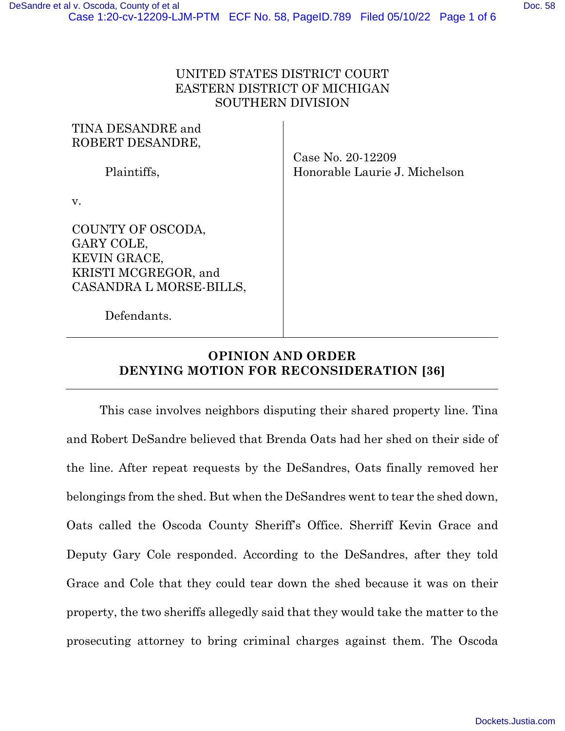UNITED STATES DISTRICT COURT
EASTERN DISTRICT OF MICHIGAN
SOUTHERN DIVISION

TINA DESANDRE and
ROBERT DESANDRE,

Plaintiffs,

v.

COUNTY OF OSCODA,
GARY COLE,
KEVIN GRACE,
KRISTI MCGREGOR, and
CASANDRA L MORSE-BILLS,

Defendants.

Case No. 20-12209
Honorable Laurie J. Michelson

---

**OPINION AND ORDER**
**DENYING MOTION FOR RECONSIDERATION [36]**

---

This case involves neighbors disputing their shared property line. Tina and Robert DeSandre believed that Brenda Oats had her shed on their side of the line. After repeat requests by the DeSandres, Oats finally removed her belongings from the shed. But when the DeSandres went to tear the shed down, Oats called the Oscoda County Sheriff's Office. Sherriff Kevin Grace and Deputy Gary Cole responded. According to the DeSandres, after they told Grace and Cole that they could tear down the shed because it was on their property, the two sheriffs allegedly said that they would take the matter to the prosecuting attorney to bring criminal charges against them. The Oscoda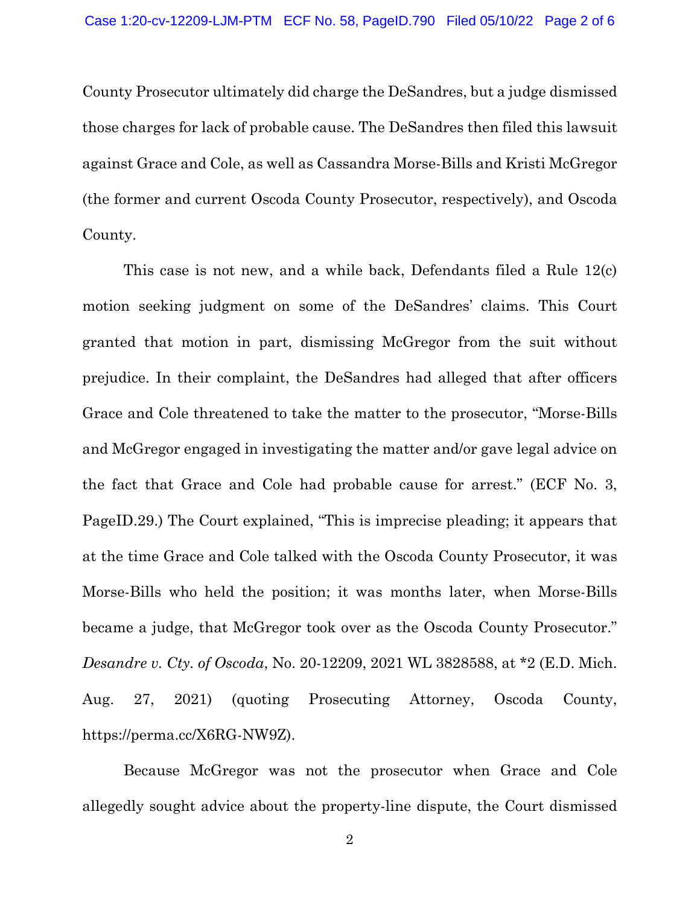County Prosecutor ultimately did charge the DeSandres, but a judge dismissed those charges for lack of probable cause. The DeSandres then filed this lawsuit against Grace and Cole, as well as Cassandra Morse-Bills and Kristi McGregor (the former and current Oscoda County Prosecutor, respectively), and Oscoda County.

This case is not new, and a while back, Defendants filed a Rule 12(c) motion seeking judgment on some of the DeSandres' claims. This Court granted that motion in part, dismissing McGregor from the suit without prejudice. In their complaint, the DeSandres had alleged that after officers Grace and Cole threatened to take the matter to the prosecutor, "Morse-Bills and McGregor engaged in investigating the matter and/or gave legal advice on the fact that Grace and Cole had probable cause for arrest." (ECF No. 3, PageID.29.) The Court explained, "This is imprecise pleading; it appears that at the time Grace and Cole talked with the Oscoda County Prosecutor, it was Morse-Bills who held the position; it was months later, when Morse-Bills became a judge, that McGregor took over as the Oscoda County Prosecutor." *Desandre v. Cty. of Oscoda*, No. 20-12209, 2021 WL 3828588, at *2 (E.D. Mich. Aug. 27, 2021) (quoting Prosecuting Attorney, Oscoda County, https://perma.cc/X6RG-NW9Z).

Because McGregor was not the prosecutor when Grace and Cole allegedly sought advice about the property-line dispute, the Court dismissed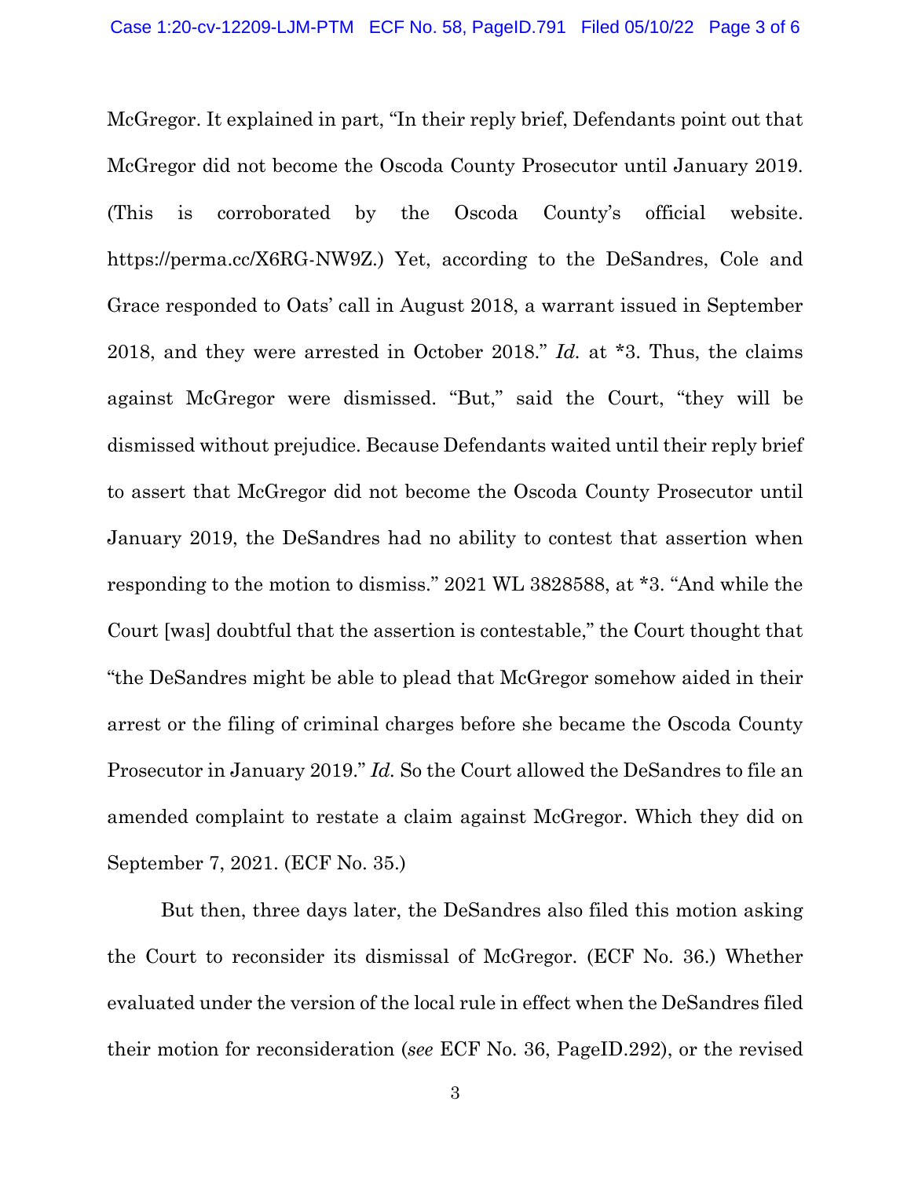McGregor. It explained in part, "In their reply brief, Defendants point out that McGregor did not become the Oscoda County Prosecutor until January 2019. (This is corroborated by the Oscoda County's official website. https://perma.cc/X6RG-NW9Z.) Yet, according to the DeSandres, Cole and Grace responded to Oats' call in August 2018, a warrant issued in September 2018, and they were arrested in October 2018." *Id.* at *3. Thus, the claims against McGregor were dismissed. "But," said the Court, "they will be dismissed without prejudice. Because Defendants waited until their reply brief to assert that McGregor did not become the Oscoda County Prosecutor until January 2019, the DeSandres had no ability to contest that assertion when responding to the motion to dismiss." 2021 WL 3828588, at *3. "And while the Court [was] doubtful that the assertion is contestable," the Court thought that "the DeSandres might be able to plead that McGregor somehow aided in their arrest or the filing of criminal charges before she became the Oscoda County Prosecutor in January 2019." *Id.* So the Court allowed the DeSandres to file an amended complaint to restate a claim against McGregor. Which they did on September 7, 2021. (ECF No. 35.)

But then, three days later, the DeSandres also filed this motion asking the Court to reconsider its dismissal of McGregor. (ECF No. 36.) Whether evaluated under the version of the local rule in effect when the DeSandres filed their motion for reconsideration (*see* ECF No. 36, PageID.292), or the revised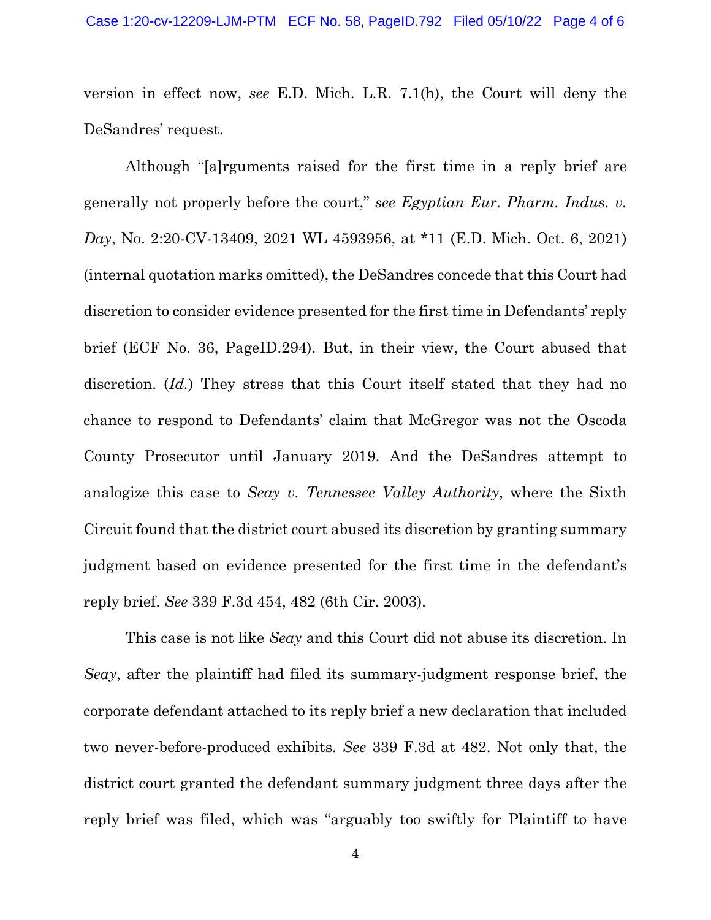version in effect now, *see* E.D. Mich. L.R. 7.1(h), the Court will deny the DeSandres' request.

Although "[a]rguments raised for the first time in a reply brief are generally not properly before the court," *see Egyptian Eur. Pharm. Indus. v. Day*, No. 2:20-CV-13409, 2021 WL 4593956, at *11 (E.D. Mich. Oct. 6, 2021) (internal quotation marks omitted), the DeSandres concede that this Court had discretion to consider evidence presented for the first time in Defendants' reply brief (ECF No. 36, PageID.294). But, in their view, the Court abused that discretion. (*Id.*) They stress that this Court itself stated that they had no chance to respond to Defendants' claim that McGregor was not the Oscoda County Prosecutor until January 2019. And the DeSandres attempt to analogize this case to *Seay v. Tennessee Valley Authority*, where the Sixth Circuit found that the district court abused its discretion by granting summary judgment based on evidence presented for the first time in the defendant's reply brief. *See* 339 F.3d 454, 482 (6th Cir. 2003).

This case is not like *Seay* and this Court did not abuse its discretion. In *Seay*, after the plaintiff had filed its summary-judgment response brief, the corporate defendant attached to its reply brief a new declaration that included two never-before-produced exhibits. *See* 339 F.3d at 482. Not only that, the district court granted the defendant summary judgment three days after the reply brief was filed, which was "arguably too swiftly for Plaintiff to have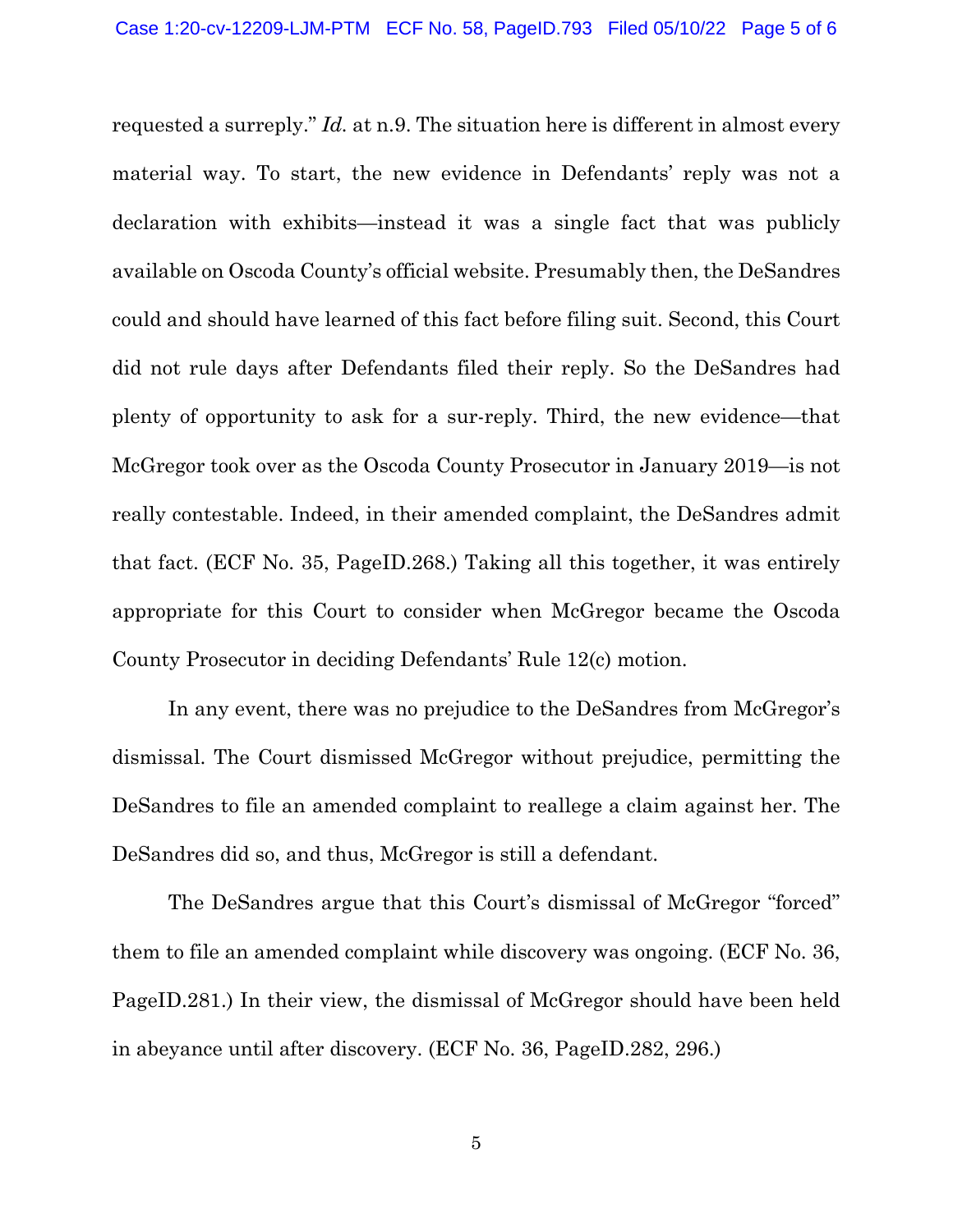requested a surreply." *Id.* at n.9. The situation here is different in almost every material way. To start, the new evidence in Defendants' reply was not a declaration with exhibits—instead it was a single fact that was publicly available on Oscoda County's official website. Presumably then, the DeSandres could and should have learned of this fact before filing suit. Second, this Court did not rule days after Defendants filed their reply. So the DeSandres had plenty of opportunity to ask for a sur-reply. Third, the new evidence—that McGregor took over as the Oscoda County Prosecutor in January 2019—is not really contestable. Indeed, in their amended complaint, the DeSandres admit that fact. (ECF No. 35, PageID.268.) Taking all this together, it was entirely appropriate for this Court to consider when McGregor became the Oscoda County Prosecutor in deciding Defendants' Rule 12(c) motion.

In any event, there was no prejudice to the DeSandres from McGregor's dismissal. The Court dismissed McGregor without prejudice, permitting the DeSandres to file an amended complaint to reallege a claim against her. The DeSandres did so, and thus, McGregor is still a defendant.

The DeSandres argue that this Court's dismissal of McGregor "forced" them to file an amended complaint while discovery was ongoing. (ECF No. 36, PageID.281.) In their view, the dismissal of McGregor should have been held in abeyance until after discovery. (ECF No. 36, PageID.282, 296.)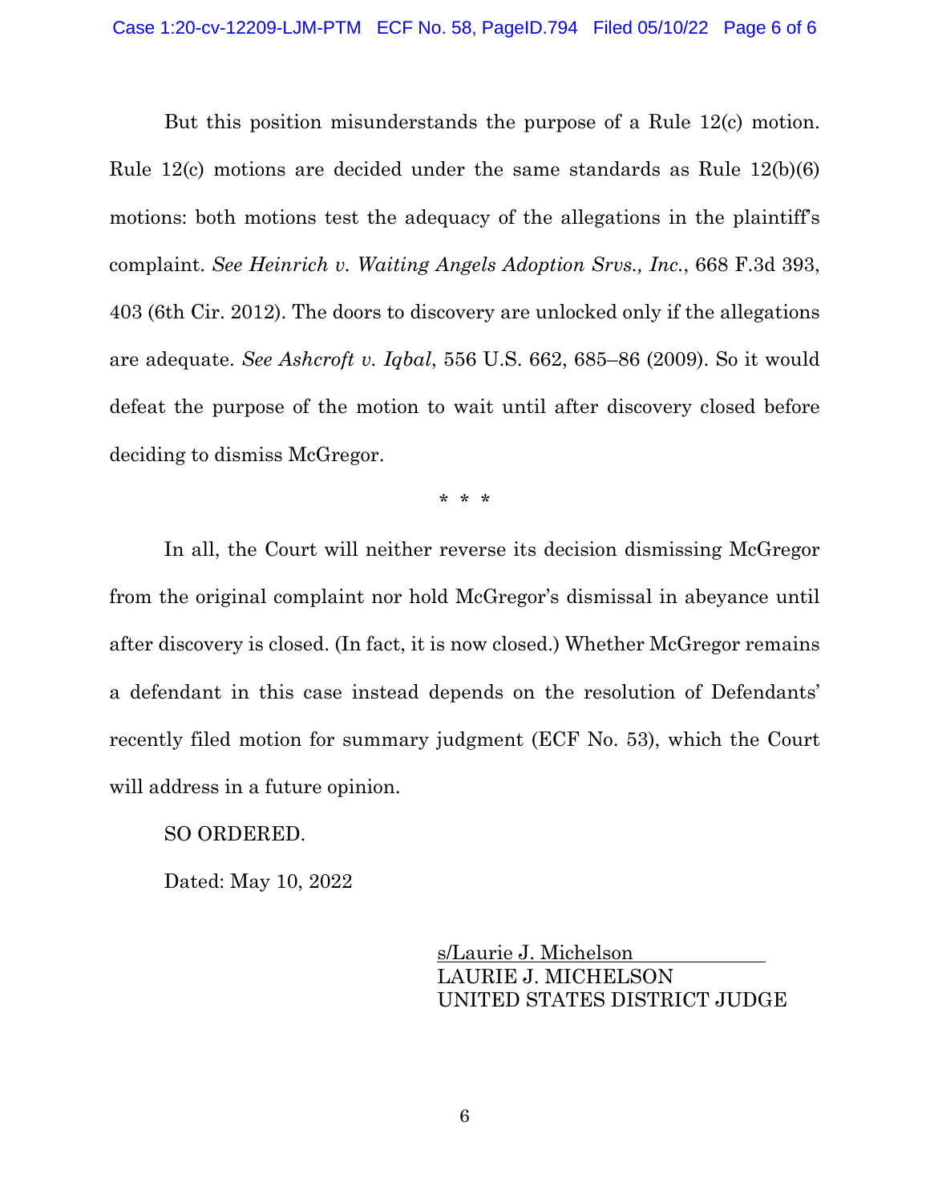But this position misunderstands the purpose of a Rule 12(c) motion. Rule 12(c) motions are decided under the same standards as Rule 12(b)(6) motions: both motions test the adequacy of the allegations in the plaintiff's complaint. *See Heinrich v. Waiting Angels Adoption Srvs., Inc.*, 668 F.3d 393, 403 (6th Cir. 2012). The doors to discovery are unlocked only if the allegations are adequate. *See Ashcroft v. Iqbal*, 556 U.S. 662, 685–86 (2009). So it would defeat the purpose of the motion to wait until after discovery closed before deciding to dismiss McGregor.

\* \* \*

In all, the Court will neither reverse its decision dismissing McGregor from the original complaint nor hold McGregor's dismissal in abeyance until after discovery is closed. (In fact, it is now closed.) Whether McGregor remains a defendant in this case instead depends on the resolution of Defendants' recently filed motion for summary judgment (ECF No. 53), which the Court will address in a future opinion.

SO ORDERED.

Dated: May 10, 2022

s/Laurie J. Michelson
LAURIE J. MICHELSON
UNITED STATES DISTRICT JUDGE